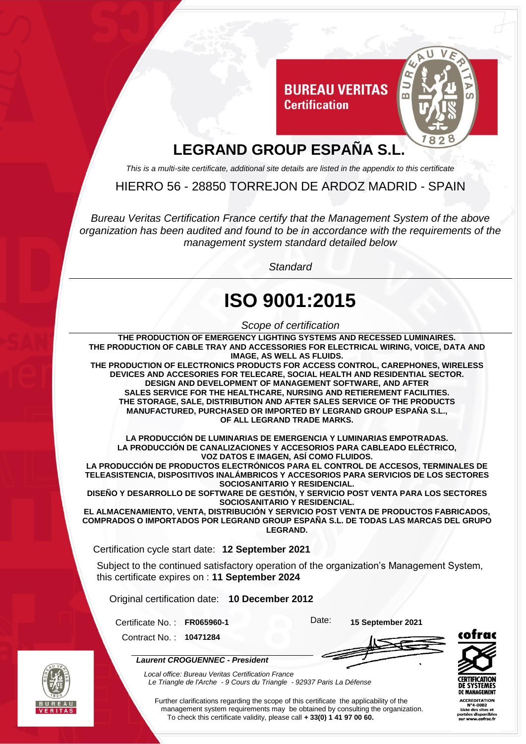**BUREAU VERITAS**
**Certification**

# LEGRAND GROUP ESPAÑA S.L.

*This is a multi-site certificate, additional site details are listed in the appendix to this certificate*

HIERRO 56 - 28850 TORREJON DE ARDOZ MADRID - SPAIN

*Bureau Veritas Certification France certify that the Management System of the above organization has been audited and found to be in accordance with the requirements of the management system standard detailed below*

*Standard*

# ISO 9001:2015

*Scope of certification*

**THE PRODUCTION OF EMERGENCY LIGHTING SYSTEMS AND RECESSED LUMINAIRES.
THE PRODUCTION OF CABLE TRAY AND ACCESSORIES FOR ELECTRICAL WIRING, VOICE, DATA AND IMAGE, AS WELL AS FLUIDS.
THE PRODUCTION OF ELECTRONICS PRODUCTS FOR ACCESS CONTROL, CAREPHONES, WIRELESS DEVICES AND ACCESORIES FOR TELECARE, SOCIAL HEALTH AND RESIDENTIAL SECTOR.
DESIGN AND DEVELOPMENT OF MANAGEMENT SOFTWARE, AND AFTER SALES SERVICE FOR THE HEALTHCARE, NURSING AND RETIEREMENT FACILITIES.
THE STORAGE, SALE, DISTRIBUTION AND AFTER SALES SERVICE OF THE PRODUCTS MANUFACTURED, PURCHASED OR IMPORTED BY LEGRAND GROUP ESPAÑA S.L., OF ALL LEGRAND TRADE MARKS.**

**LA PRODUCCIÓN DE LUMINARIAS DE EMERGENCIA Y LUMINARIAS EMPOTRADAS.
LA PRODUCCIÓN DE CANALIZACIONES Y ACCESORIOS PARA CABLEADO ELÉCTRICO, VOZ DATOS E IMAGEN, ASÍ COMO FLUIDOS.
LA PRODUCCIÓN DE PRODUCTOS ELECTRÓNICOS PARA EL CONTROL DE ACCESOS, TERMINALES DE TELEASISTENCIA, DISPOSITIVOS INALÁMBRICOS Y ACCESORIOS PARA SERVICIOS DE LOS SECTORES SOCIOSANITARIO Y RESIDENCIAL.
DISEÑO Y DESARROLLO DE SOFTWARE DE GESTIÓN, Y SERVICIO POST VENTA PARA LOS SECTORES SOCIOSANITARIO Y RESIDENCIAL.
EL ALMACENAMIENTO, VENTA, DISTRIBUCIÓN Y SERVICIO POST VENTA DE PRODUCTOS FABRICADOS, COMPRADOS O IMPORTADOS POR LEGRAND GROUP ESPAÑA S.L. DE TODAS LAS MARCAS DEL GRUPO LEGRAND.**

Certification cycle start date: **12 September 2021**

Subject to the continued satisfactory operation of the organization's Management System, this certificate expires on : **11 September 2024**

Original certification date: **10 December 2012**

Certificate No. : **FR065960-1**

Date: **15 September 2021**

Contract No. : **10471284**

***Laurent CROGUENNEC - President***

*Local office: Bureau Veritas Certification France*
*Le Triangle de l'Arche - 9 Cours du Triangle - 92937 Paris La Défense*

Further clarifications regarding the scope of this certificate the applicability of the management system requirements may be obtained by consulting the organization.
To check this certificate validity, please call **+ 33(0) 1 41 97 00 60.**

cofrac
CERTIFICATION DE SYSTEMES DE MANAGEMENT
ACCREDITATION N°4-0002
Liste des sites et portées disponibles sur www.cofrac.fr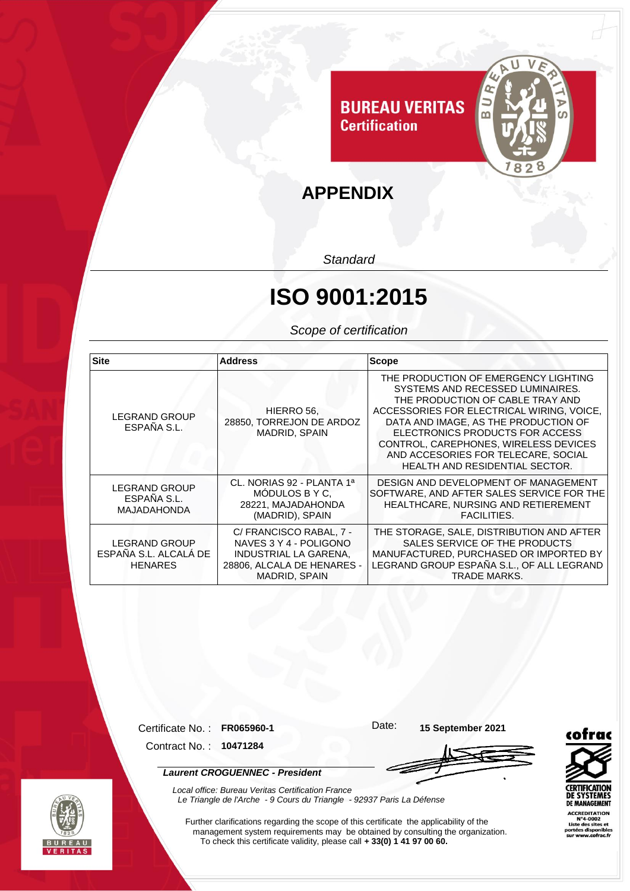BUREAU VERITAS
Certification

# APPENDIX

*Standard*

# ISO 9001:2015

*Scope of certification*

| Site | Address | Scope |
|---|---|---|
| LEGRAND GROUP ESPAÑA S.L. | HIERRO 56, 28850, TORREJON DE ARDOZ MADRID, SPAIN | THE PRODUCTION OF EMERGENCY LIGHTING SYSTEMS AND RECESSED LUMINAIRES. THE PRODUCTION OF CABLE TRAY AND ACCESSORIES FOR ELECTRICAL WIRING, VOICE, DATA AND IMAGE, AS THE PRODUCTION OF ELECTRONICS PRODUCTS FOR ACCESS CONTROL, CAREPHONES, WIRELESS DEVICES AND ACCESORIES FOR TELECARE, SOCIAL HEALTH AND RESIDENTIAL SECTOR. |
| LEGRAND GROUP ESPAÑA S.L. MAJADAHONDA | CL. NORIAS 92 - PLANTA 1ª MÓDULOS B Y C, 28221, MAJADAHONDA (MADRID), SPAIN | DESIGN AND DEVELOPMENT OF MANAGEMENT SOFTWARE, AND AFTER SALES SERVICE FOR THE HEALTHCARE, NURSING AND RETIEREMENT FACILITIES. |
| LEGRAND GROUP ESPAÑA S.L. ALCALÁ DE HENARES | C/ FRANCISCO RABAL, 7 - NAVES 3 Y 4 - POLIGONO INDUSTRIAL LA GARENA, 28806, ALCALA DE HENARES - MADRID, SPAIN | THE STORAGE, SALE, DISTRIBUTION AND AFTER SALES SERVICE OF THE PRODUCTS MANUFACTURED, PURCHASED OR IMPORTED BY LEGRAND GROUP ESPAÑA S.L., OF ALL LEGRAND TRADE MARKS. |

Certificate No. : **FR065960-1**

Contract No. : **10471284**

Date: **15 September 2021**

***Laurent CROGUENNEC - President***

*Local office: Bureau Veritas Certification France*
*Le Triangle de l'Arche - 9 Cours du Triangle - 92937 Paris La Défense*

Further clarifications regarding the scope of this certificate the applicability of the management system requirements may be obtained by consulting the organization.
To check this certificate validity, please call **+ 33(0) 1 41 97 00 60.**

cofrac
CERTIFICATION DE SYSTEMES DE MANAGEMENT
ACCREDITATION N°4-0002
Liste des sites et portées disponibles sur www.cofrac.fr